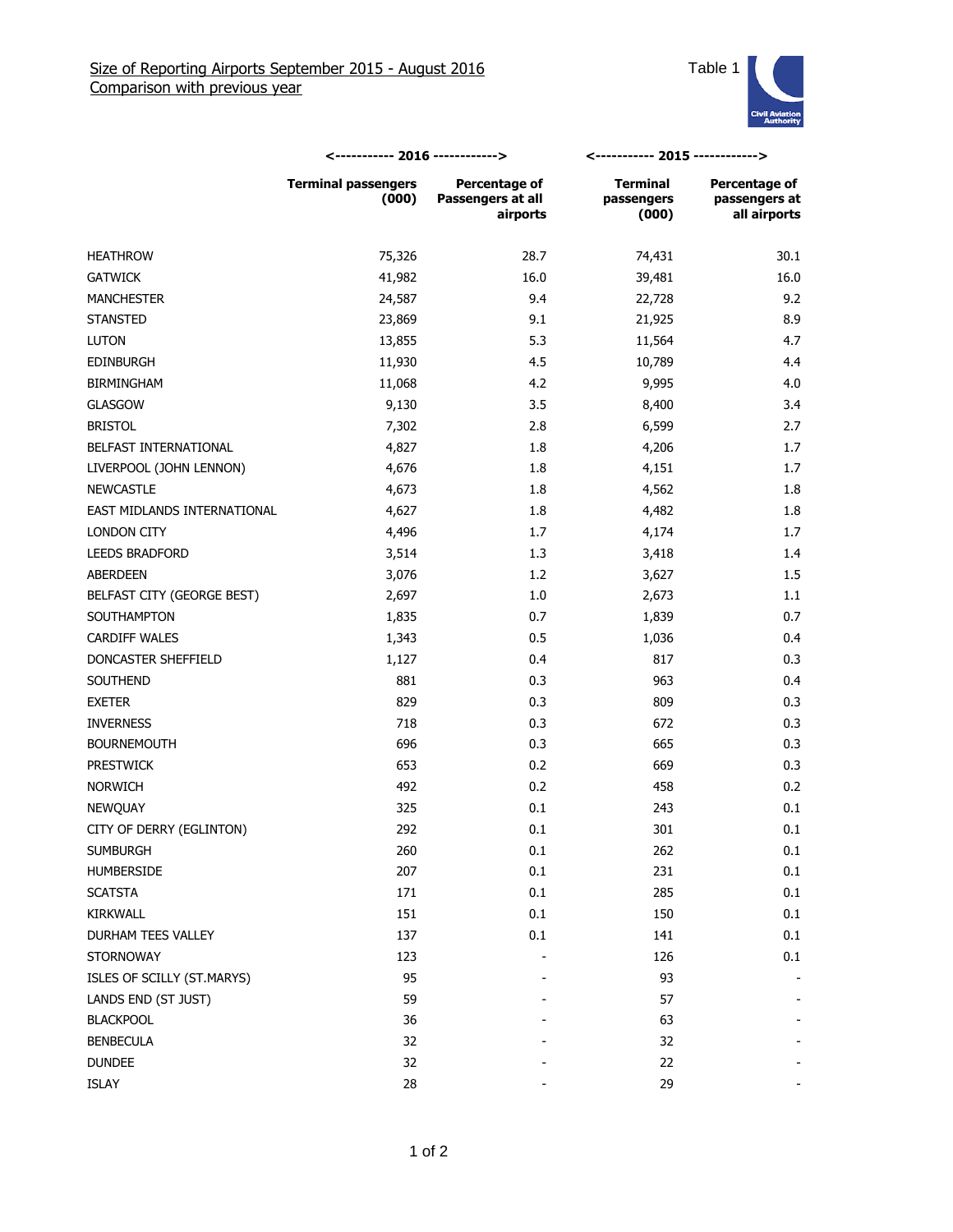Size of Reporting Airports September 2015 - August 2016

Comparison with previous year

Table 1

| | 2016 | | 2015 | |
|---|---|---|---|---|
| | Terminal passengers (000) | Percentage of Passengers at all airports | Terminal passengers (000) | Percentage of passengers at all airports |
| HEATHROW | 75,326 | 28.7 | 74,431 | 30.1 |
| GATWICK | 41,982 | 16.0 | 39,481 | 16.0 |
| MANCHESTER | 24,587 | 9.4 | 22,728 | 9.2 |
| STANSTED | 23,869 | 9.1 | 21,925 | 8.9 |
| LUTON | 13,855 | 5.3 | 11,564 | 4.7 |
| EDINBURGH | 11,930 | 4.5 | 10,789 | 4.4 |
| BIRMINGHAM | 11,068 | 4.2 | 9,995 | 4.0 |
| GLASGOW | 9,130 | 3.5 | 8,400 | 3.4 |
| BRISTOL | 7,302 | 2.8 | 6,599 | 2.7 |
| BELFAST INTERNATIONAL | 4,827 | 1.8 | 4,206 | 1.7 |
| LIVERPOOL (JOHN LENNON) | 4,676 | 1.8 | 4,151 | 1.7 |
| NEWCASTLE | 4,673 | 1.8 | 4,562 | 1.8 |
| EAST MIDLANDS INTERNATIONAL | 4,627 | 1.8 | 4,482 | 1.8 |
| LONDON CITY | 4,496 | 1.7 | 4,174 | 1.7 |
| LEEDS BRADFORD | 3,514 | 1.3 | 3,418 | 1.4 |
| ABERDEEN | 3,076 | 1.2 | 3,627 | 1.5 |
| BELFAST CITY (GEORGE BEST) | 2,697 | 1.0 | 2,673 | 1.1 |
| SOUTHAMPTON | 1,835 | 0.7 | 1,839 | 0.7 |
| CARDIFF WALES | 1,343 | 0.5 | 1,036 | 0.4 |
| DONCASTER SHEFFIELD | 1,127 | 0.4 | 817 | 0.3 |
| SOUTHEND | 881 | 0.3 | 963 | 0.4 |
| EXETER | 829 | 0.3 | 809 | 0.3 |
| INVERNESS | 718 | 0.3 | 672 | 0.3 |
| BOURNEMOUTH | 696 | 0.3 | 665 | 0.3 |
| PRESTWICK | 653 | 0.2 | 669 | 0.3 |
| NORWICH | 492 | 0.2 | 458 | 0.2 |
| NEWQUAY | 325 | 0.1 | 243 | 0.1 |
| CITY OF DERRY (EGLINTON) | 292 | 0.1 | 301 | 0.1 |
| SUMBURGH | 260 | 0.1 | 262 | 0.1 |
| HUMBERSIDE | 207 | 0.1 | 231 | 0.1 |
| SCATSTA | 171 | 0.1 | 285 | 0.1 |
| KIRKWALL | 151 | 0.1 | 150 | 0.1 |
| DURHAM TEES VALLEY | 137 | 0.1 | 141 | 0.1 |
| STORNOWAY | 123 | - | 126 | 0.1 |
| ISLES OF SCILLY (ST.MARYS) | 95 | - | 93 | - |
| LANDS END (ST JUST) | 59 | - | 57 | - |
| BLACKPOOL | 36 | - | 63 | - |
| BENBECULA | 32 | - | 32 | - |
| DUNDEE | 32 | - | 22 | - |
| ISLAY | 28 | - | 29 | - |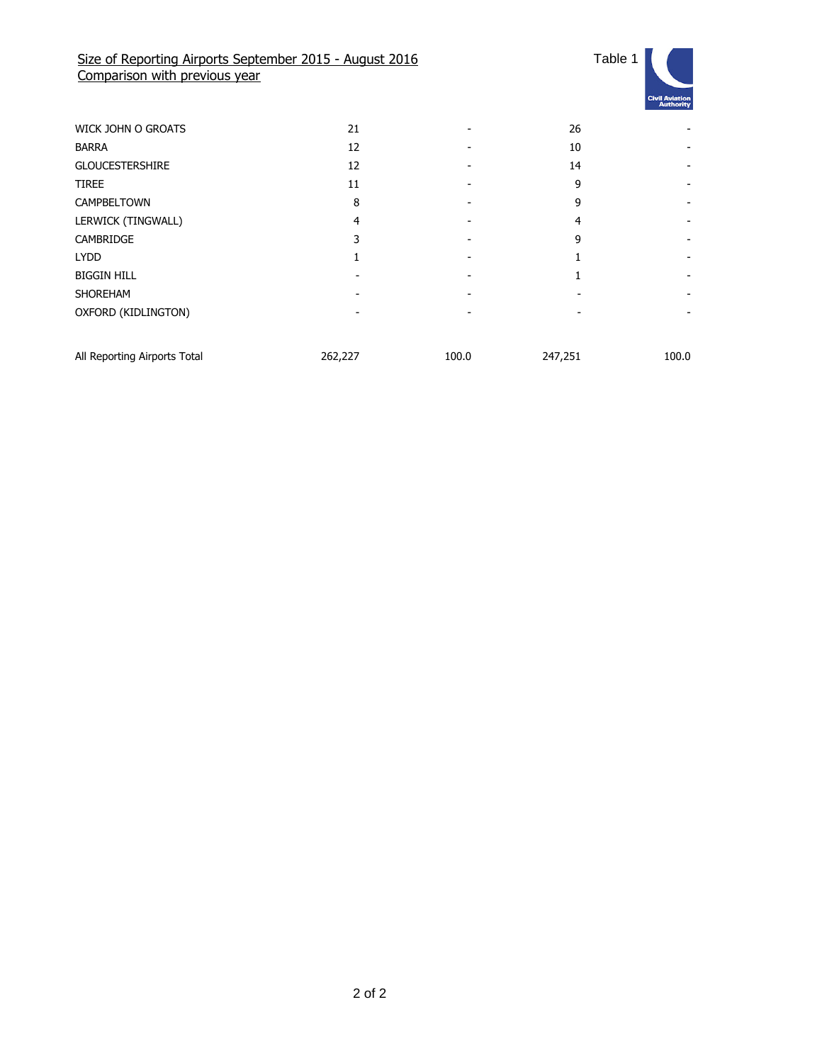Size of Reporting Airports September 2015 - August 2016
Comparison with previous year

Table 1

| | | | | |
|---|---|---|---|---|
| WICK JOHN O GROATS | 21 | - | 26 | - |
| BARRA | 12 | - | 10 | - |
| GLOUCESTERSHIRE | 12 | - | 14 | - |
| TIREE | 11 | - | 9 | - |
| CAMPBELTOWN | 8 | - | 9 | - |
| LERWICK (TINGWALL) | 4 | - | 4 | - |
| CAMBRIDGE | 3 | - | 9 | - |
| LYDD | 1 | - | 1 | - |
| BIGGIN HILL | - | - | 1 | - |
| SHOREHAM | - | - | - | - |
| OXFORD (KIDLINGTON) | - | - | - | - |
| All Reporting Airports Total | 262,227 | 100.0 | 247,251 | 100.0 |